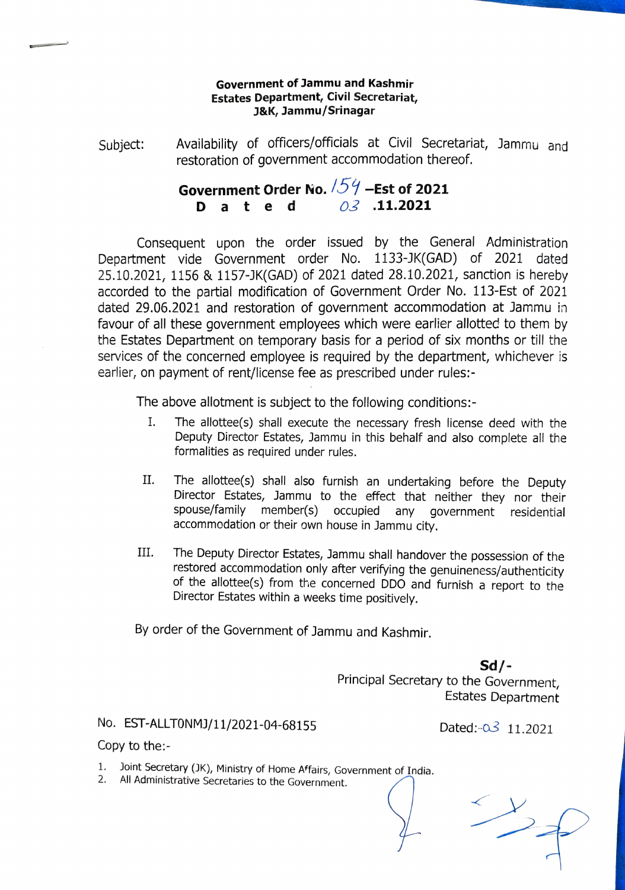**Government of Jammu and Kashmir**
**Estates Department, Civil Secretariat,**
**J&K, Jammu/Srinagar**

Subject: Availability of officers/officials at Civil Secretariat, Jammu and restoration of government accommodation thereof.

**Government Order No. 154 –Est of 2021**
**Dated 03 .11.2021**

Consequent upon the order issued by the General Administration Department vide Government order No. 1133-JK(GAD) of 2021 dated 25.10.2021, 1156 & 1157-JK(GAD) of 2021 dated 28.10.2021, sanction is hereby accorded to the partial modification of Government Order No. 113-Est of 2021 dated 29.06.2021 and restoration of government accommodation at Jammu in favour of all these government employees which were earlier allotted to them by the Estates Department on temporary basis for a period of six months or till the services of the concerned employee is required by the department, whichever is earlier, on payment of rent/license fee as prescribed under rules:-

The above allotment is subject to the following conditions:-

I. The allottee(s) shall execute the necessary fresh license deed with the Deputy Director Estates, Jammu in this behalf and also complete all the formalities as required under rules.

II. The allottee(s) shall also furnish an undertaking before the Deputy Director Estates, Jammu to the effect that neither they nor their spouse/family member(s) occupied any government residential accommodation or their own house in Jammu city.

III. The Deputy Director Estates, Jammu shall handover the possession of the restored accommodation only after verifying the genuineness/authenticity of the allottee(s) from the concerned DDO and furnish a report to the Director Estates within a weeks time positively.

By order of the Government of Jammu and Kashmir.

**Sd/-**
Principal Secretary to the Government,
Estates Department

No. EST-ALLT0NMJ/11/2021-04-68155 Dated:-03 11.2021

Copy to the:-

1. Joint Secretary (JK), Ministry of Home Affairs, Government of India.
2. All Administrative Secretaries to the Government.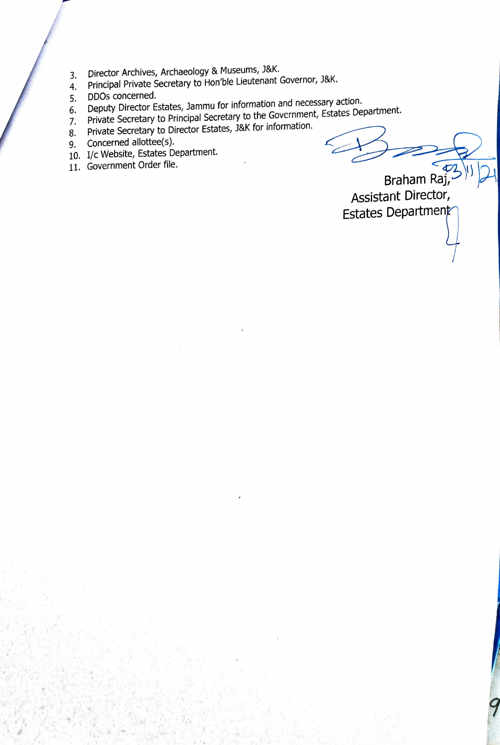3. Director Archives, Archaeology & Museums, J&K.
4. Principal Private Secretary to Hon'ble Lieutenant Governor, J&K.
5. DDOs concerned.
6. Deputy Director Estates, Jammu for information and necessary action.
7. Private Secretary to Principal Secretary to the Government, Estates Department.
8. Private Secretary to Director Estates, J&K for information.
9. Concerned allottee(s).
10. I/c Website, Estates Department.
11. Government Order file.

03/11/21

Braham Raj,
Assistant Director,
Estates Department